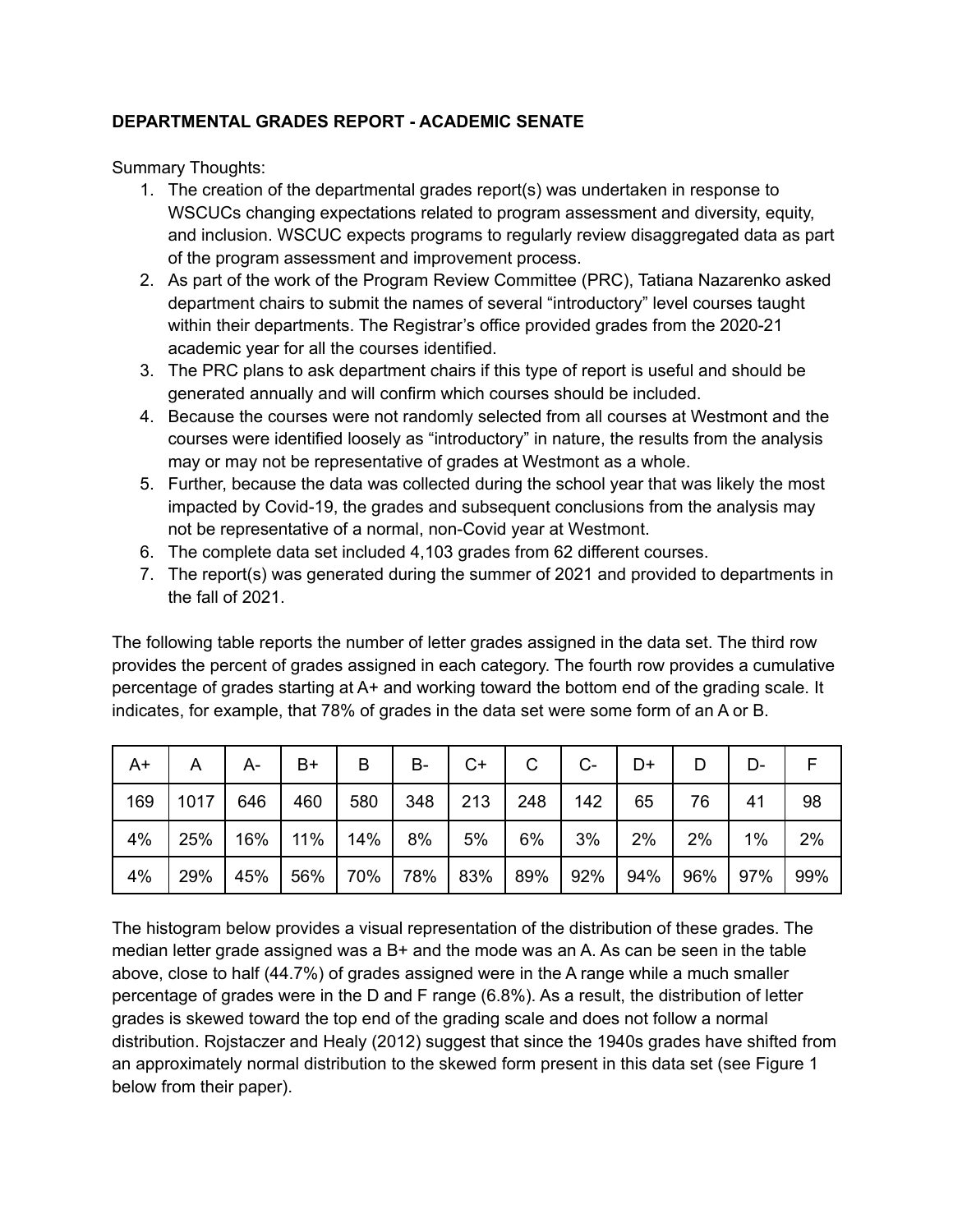**DEPARTMENTAL GRADES REPORT - ACADEMIC SENATE**

Summary Thoughts:

1. The creation of the departmental grades report(s) was undertaken in response to WSCUCs changing expectations related to program assessment and diversity, equity, and inclusion. WSCUC expects programs to regularly review disaggregated data as part of the program assessment and improvement process.
2. As part of the work of the Program Review Committee (PRC), Tatiana Nazarenko asked department chairs to submit the names of several "introductory" level courses taught within their departments. The Registrar's office provided grades from the 2020-21 academic year for all the courses identified.
3. The PRC plans to ask department chairs if this type of report is useful and should be generated annually and will confirm which courses should be included.
4. Because the courses were not randomly selected from all courses at Westmont and the courses were identified loosely as "introductory" in nature, the results from the analysis may or may not be representative of grades at Westmont as a whole.
5. Further, because the data was collected during the school year that was likely the most impacted by Covid-19, the grades and subsequent conclusions from the analysis may not be representative of a normal, non-Covid year at Westmont.
6. The complete data set included 4,103 grades from 62 different courses.
7. The report(s) was generated during the summer of 2021 and provided to departments in the fall of 2021.

The following table reports the number of letter grades assigned in the data set. The third row provides the percent of grades assigned in each category. The fourth row provides a cumulative percentage of grades starting at A+ and working toward the bottom end of the grading scale. It indicates, for example, that 78% of grades in the data set were some form of an A or B.

| A+ | A | A- | B+ | B | B- | C+ | C | C- | D+ | D | D- | F |
|---|---|---|---|---|---|---|---|---|---|---|---|---|
| 169 | 1017 | 646 | 460 | 580 | 348 | 213 | 248 | 142 | 65 | 76 | 41 | 98 |
| 4% | 25% | 16% | 11% | 14% | 8% | 5% | 6% | 3% | 2% | 2% | 1% | 2% |
| 4% | 29% | 45% | 56% | 70% | 78% | 83% | 89% | 92% | 94% | 96% | 97% | 99% |

The histogram below provides a visual representation of the distribution of these grades. The median letter grade assigned was a B+ and the mode was an A. As can be seen in the table above, close to half (44.7%) of grades assigned were in the A range while a much smaller percentage of grades were in the D and F range (6.8%). As a result, the distribution of letter grades is skewed toward the top end of the grading scale and does not follow a normal distribution. Rojstaczer and Healy (2012) suggest that since the 1940s grades have shifted from an approximately normal distribution to the skewed form present in this data set (see Figure 1 below from their paper).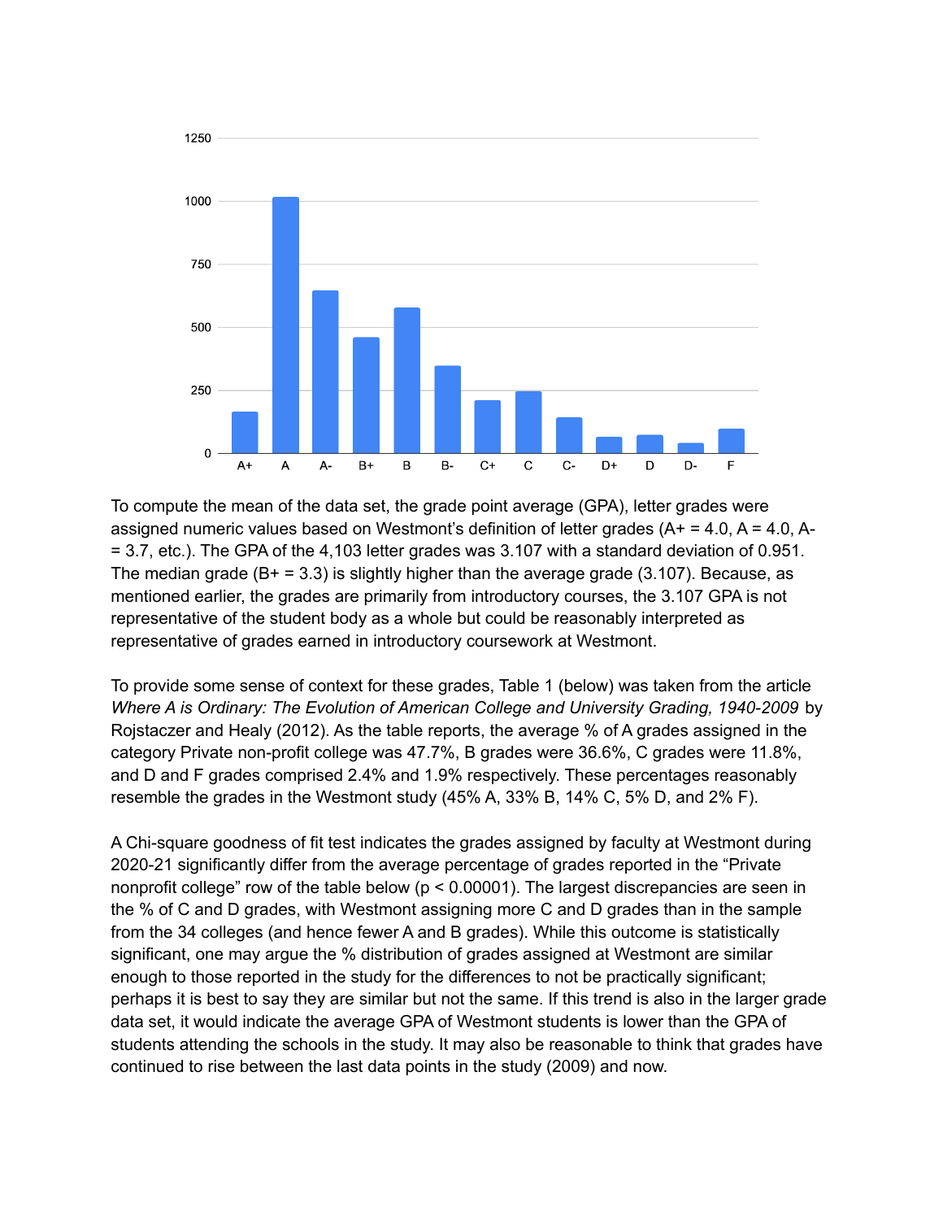To compute the mean of the data set, the grade point average (GPA), letter grades were assigned numeric values based on Westmont's definition of letter grades (A+ = 4.0, A = 4.0, A- = 3.7, etc.). The GPA of the 4,103 letter grades was 3.107 with a standard deviation of 0.951. The median grade (B+ = 3.3) is slightly higher than the average grade (3.107). Because, as mentioned earlier, the grades are primarily from introductory courses, the 3.107 GPA is not representative of the student body as a whole but could be reasonably interpreted as representative of grades earned in introductory coursework at Westmont.

To provide some sense of context for these grades, Table 1 (below) was taken from the article *Where A is Ordinary: The Evolution of American College and University Grading, 1940-2009* by Rojstaczer and Healy (2012). As the table reports, the average % of A grades assigned in the category Private non-profit college was 47.7%, B grades were 36.6%, C grades were 11.8%, and D and F grades comprised 2.4% and 1.9% respectively. These percentages reasonably resemble the grades in the Westmont study (45% A, 33% B, 14% C, 5% D, and 2% F).

A Chi-square goodness of fit test indicates the grades assigned by faculty at Westmont during 2020-21 significantly differ from the average percentage of grades reported in the "Private nonprofit college" row of the table below ($p < 0.00001$). The largest discrepancies are seen in the % of C and D grades, with Westmont assigning more C and D grades than in the sample from the 34 colleges (and hence fewer A and B grades). While this outcome is statistically significant, one may argue the % distribution of grades assigned at Westmont are similar enough to those reported in the study for the differences to not be practically significant; perhaps it is best to say they are similar but not the same. If this trend is also in the larger grade data set, it would indicate the average GPA of Westmont students is lower than the GPA of students attending the schools in the study. It may also be reasonable to think that grades have continued to rise between the last data points in the study (2009) and now.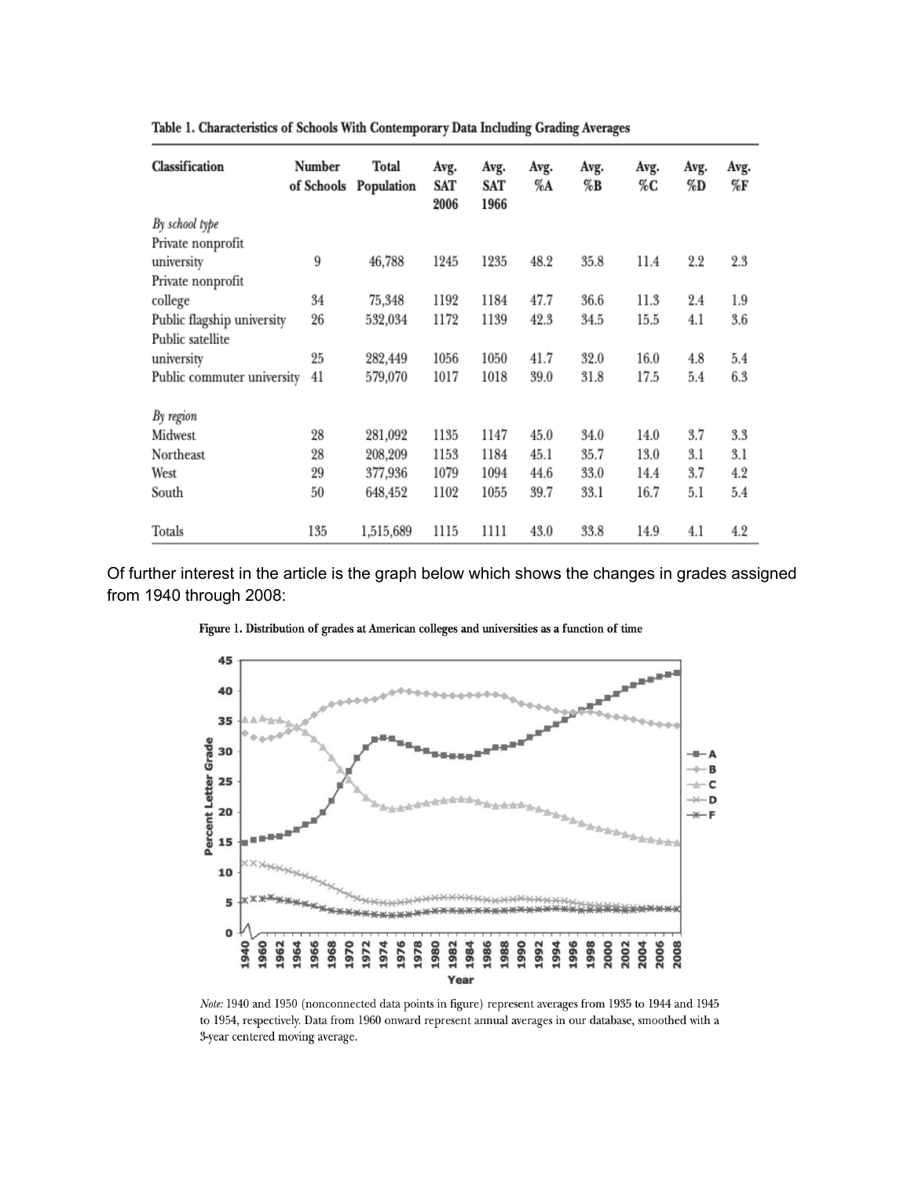Table 1. Characteristics of Schools With Contemporary Data Including Grading Averages

| Classification | Number of Schools | Total Population | Avg. SAT 2006 | Avg. SAT 1966 | Avg. %A | Avg. %B | Avg. %C | Avg. %D | Avg. %F |
|---|---|---|---|---|---|---|---|---|---|
| *By school type* | | | | | | | | | |
| Private nonprofit university | 9 | 46,788 | 1245 | 1235 | 48.2 | 35.8 | 11.4 | 2.2 | 2.3 |
| Private nonprofit college | 34 | 75,348 | 1192 | 1184 | 47.7 | 36.6 | 11.3 | 2.4 | 1.9 |
| Public flagship university | 26 | 532,034 | 1172 | 1139 | 42.3 | 34.5 | 15.5 | 4.1 | 3.6 |
| Public satellite university | 25 | 282,449 | 1056 | 1050 | 41.7 | 32.0 | 16.0 | 4.8 | 5.4 |
| Public commuter university | 41 | 579,070 | 1017 | 1018 | 39.0 | 31.8 | 17.5 | 5.4 | 6.3 |
| *By region* | | | | | | | | | |
| Midwest | 28 | 281,092 | 1135 | 1147 | 45.0 | 34.0 | 14.0 | 3.7 | 3.3 |
| Northeast | 28 | 208,209 | 1153 | 1184 | 45.1 | 35.7 | 13.0 | 3.1 | 3.1 |
| West | 29 | 377,936 | 1079 | 1094 | 44.6 | 33.0 | 14.4 | 3.7 | 4.2 |
| South | 50 | 648,452 | 1102 | 1055 | 39.7 | 33.1 | 16.7 | 5.1 | 5.4 |
| Totals | 135 | 1,515,689 | 1115 | 1111 | 43.0 | 33.8 | 14.9 | 4.1 | 4.2 |

Of further interest in the article is the graph below which shows the changes in grades assigned from 1940 through 2008:

Figure 1. Distribution of grades at American colleges and universities as a function of time

*Note:* 1940 and 1950 (nonconnected data points in figure) represent averages from 1935 to 1944 and 1945 to 1954, respectively. Data from 1960 onward represent annual averages in our database, smoothed with a 3-year centered moving average.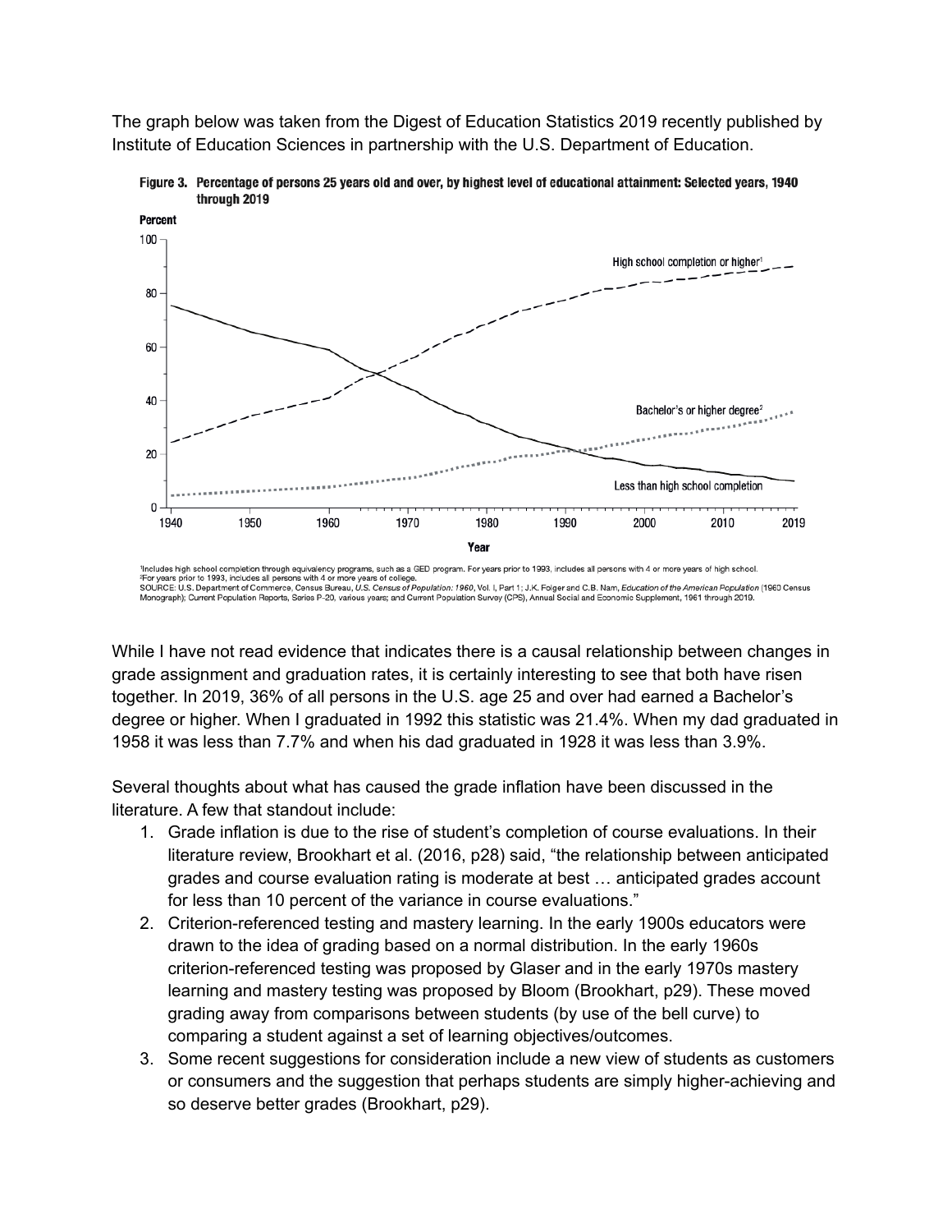The graph below was taken from the Digest of Education Statistics 2019 recently published by Institute of Education Sciences in partnership with the U.S. Department of Education.

**Figure 3. Percentage of persons 25 years old and over, by highest level of educational attainment: Selected years, 1940 through 2019**

Percent

100

80

60

40

20

0

1940 1950 1960 1970 1980 1990 2000 2010 2019

Year

High school completion or higher[1]

Bachelor's or higher degree[2]

Less than high school completion

[1]Includes high school completion through equivalency programs, such as a GED program. For years prior to 1993, includes all persons with 4 or more years of high school.
[2]For years prior to 1993, includes all persons with 4 or more years of college.
SOURCE: U.S. Department of Commerce, Census Bureau, *U.S. Census of Population: 1960*, Vol. I, Part 1; J.K. Folger and C.B. Nam, *Education of the American Population* (1960 Census Monograph); Current Population Reports, Series P-20, various years; and Current Population Survey (CPS), Annual Social and Economic Supplement, 1961 through 2019.

While I have not read evidence that indicates there is a causal relationship between changes in grade assignment and graduation rates, it is certainly interesting to see that both have risen together. In 2019, 36% of all persons in the U.S. age 25 and over had earned a Bachelor's degree or higher. When I graduated in 1992 this statistic was 21.4%. When my dad graduated in 1958 it was less than 7.7% and when his dad graduated in 1928 it was less than 3.9%.

Several thoughts about what has caused the grade inflation have been discussed in the literature. A few that standout include:

1. Grade inflation is due to the rise of student's completion of course evaluations. In their literature review, Brookhart et al. (2016, p28) said, "the relationship between anticipated grades and course evaluation rating is moderate at best … anticipated grades account for less than 10 percent of the variance in course evaluations."
2. Criterion-referenced testing and mastery learning. In the early 1900s educators were drawn to the idea of grading based on a normal distribution. In the early 1960s criterion-referenced testing was proposed by Glaser and in the early 1970s mastery learning and mastery testing was proposed by Bloom (Brookhart, p29). These moved grading away from comparisons between students (by use of the bell curve) to comparing a student against a set of learning objectives/outcomes.
3. Some recent suggestions for consideration include a new view of students as customers or consumers and the suggestion that perhaps students are simply higher-achieving and so deserve better grades (Brookhart, p29).